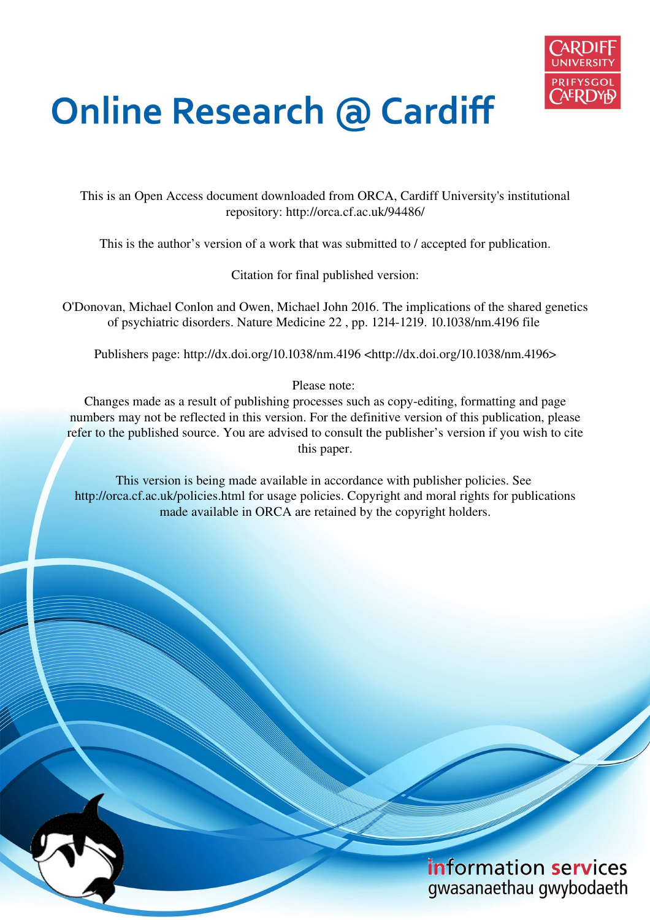# Online Research @ Cardiff

This is an Open Access document downloaded from ORCA, Cardiff University's institutional repository: http://orca.cf.ac.uk/94486/

This is the author's version of a work that was submitted to / accepted for publication.

Citation for final published version:

O'Donovan, Michael Conlon and Owen, Michael John 2016. The implications of the shared genetics of psychiatric disorders. Nature Medicine 22 , pp. 1214-1219. 10.1038/nm.4196 file

Publishers page: http://dx.doi.org/10.1038/nm.4196 <http://dx.doi.org/10.1038/nm.4196>

Please note:
Changes made as a result of publishing processes such as copy-editing, formatting and page numbers may not be reflected in this version. For the definitive version of this publication, please refer to the published source. You are advised to consult the publisher's version if you wish to cite this paper.

This version is being made available in accordance with publisher policies. See http://orca.cf.ac.uk/policies.html for usage policies. Copyright and moral rights for publications made available in ORCA are retained by the copyright holders.

information services
gwasanaethau gwybodaeth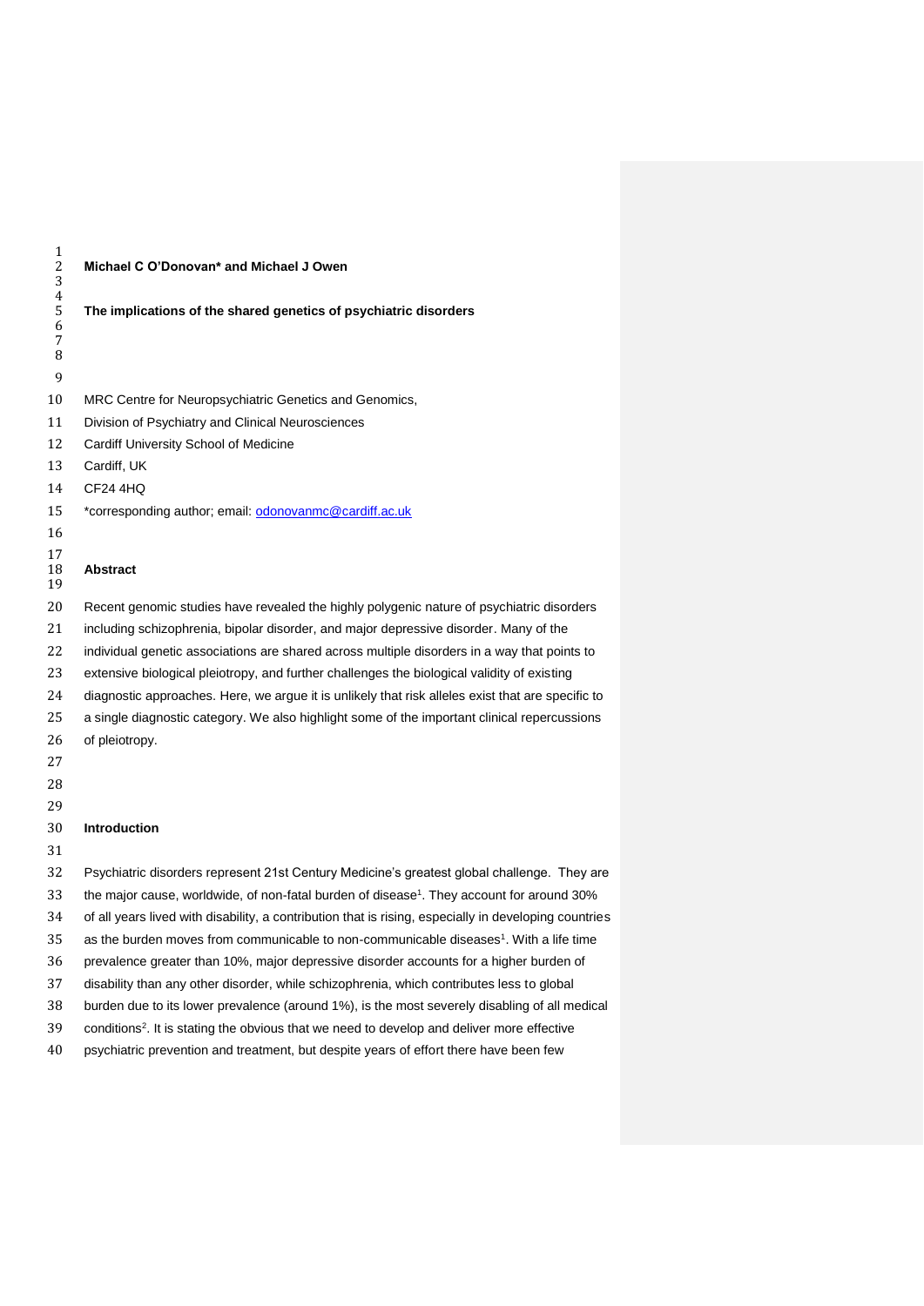**Michael C O'Donovan* and Michael J Owen**

# The implications of the shared genetics of psychiatric disorders

MRC Centre for Neuropsychiatric Genetics and Genomics,
Division of Psychiatry and Clinical Neurosciences
Cardiff University School of Medicine
Cardiff, UK
CF24 4HQ
*corresponding author; email: odonovanmc@cardiff.ac.uk

## Abstract

Recent genomic studies have revealed the highly polygenic nature of psychiatric disorders including schizophrenia, bipolar disorder, and major depressive disorder. Many of the individual genetic associations are shared across multiple disorders in a way that points to extensive biological pleiotropy, and further challenges the biological validity of existing diagnostic approaches. Here, we argue it is unlikely that risk alleles exist that are specific to a single diagnostic category. We also highlight some of the important clinical repercussions of pleiotropy.

## Introduction

Psychiatric disorders represent 21st Century Medicine's greatest global challenge. They are the major cause, worldwide, of non-fatal burden of disease[1]. They account for around 30% of all years lived with disability, a contribution that is rising, especially in developing countries as the burden moves from communicable to non-communicable diseases[1]. With a life time prevalence greater than 10%, major depressive disorder accounts for a higher burden of disability than any other disorder, while schizophrenia, which contributes less to global burden due to its lower prevalence (around 1%), is the most severely disabling of all medical conditions[2]. It is stating the obvious that we need to develop and deliver more effective psychiatric prevention and treatment, but despite years of effort there have been few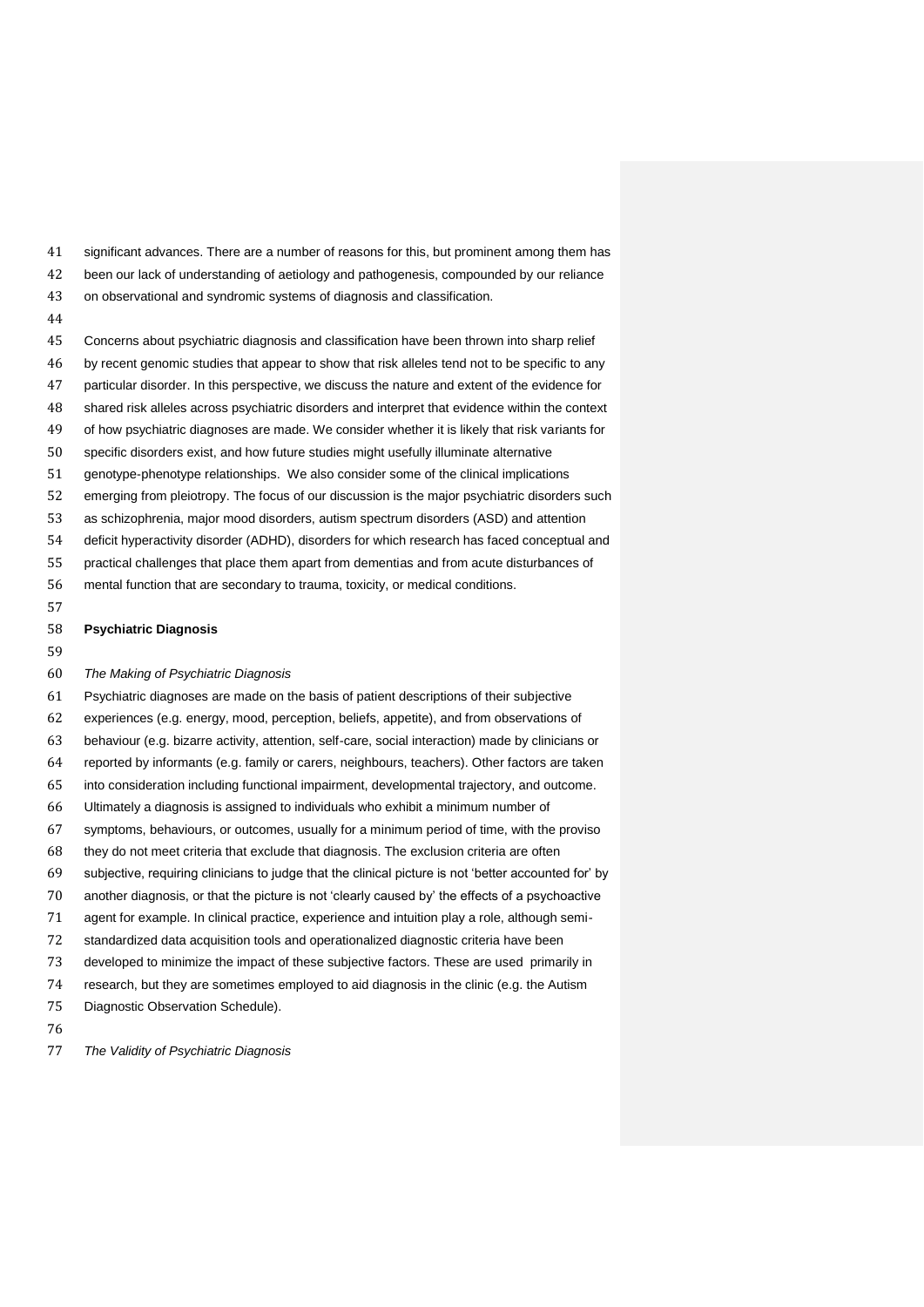significant advances. There are a number of reasons for this, but prominent among them has been our lack of understanding of aetiology and pathogenesis, compounded by our reliance on observational and syndromic systems of diagnosis and classification.

Concerns about psychiatric diagnosis and classification have been thrown into sharp relief by recent genomic studies that appear to show that risk alleles tend not to be specific to any particular disorder. In this perspective, we discuss the nature and extent of the evidence for shared risk alleles across psychiatric disorders and interpret that evidence within the context of how psychiatric diagnoses are made. We consider whether it is likely that risk variants for specific disorders exist, and how future studies might usefully illuminate alternative genotype-phenotype relationships. We also consider some of the clinical implications emerging from pleiotropy. The focus of our discussion is the major psychiatric disorders such as schizophrenia, major mood disorders, autism spectrum disorders (ASD) and attention deficit hyperactivity disorder (ADHD), disorders for which research has faced conceptual and practical challenges that place them apart from dementias and from acute disturbances of mental function that are secondary to trauma, toxicity, or medical conditions.

## Psychiatric Diagnosis

### *The Making of Psychiatric Diagnosis*

Psychiatric diagnoses are made on the basis of patient descriptions of their subjective experiences (e.g. energy, mood, perception, beliefs, appetite), and from observations of behaviour (e.g. bizarre activity, attention, self-care, social interaction) made by clinicians or reported by informants (e.g. family or carers, neighbours, teachers). Other factors are taken into consideration including functional impairment, developmental trajectory, and outcome. Ultimately a diagnosis is assigned to individuals who exhibit a minimum number of symptoms, behaviours, or outcomes, usually for a minimum period of time, with the proviso they do not meet criteria that exclude that diagnosis. The exclusion criteria are often subjective, requiring clinicians to judge that the clinical picture is not 'better accounted for' by another diagnosis, or that the picture is not 'clearly caused by' the effects of a psychoactive agent for example. In clinical practice, experience and intuition play a role, although semi-standardized data acquisition tools and operationalized diagnostic criteria have been developed to minimize the impact of these subjective factors. These are used primarily in research, but they are sometimes employed to aid diagnosis in the clinic (e.g. the Autism Diagnostic Observation Schedule).

### *The Validity of Psychiatric Diagnosis*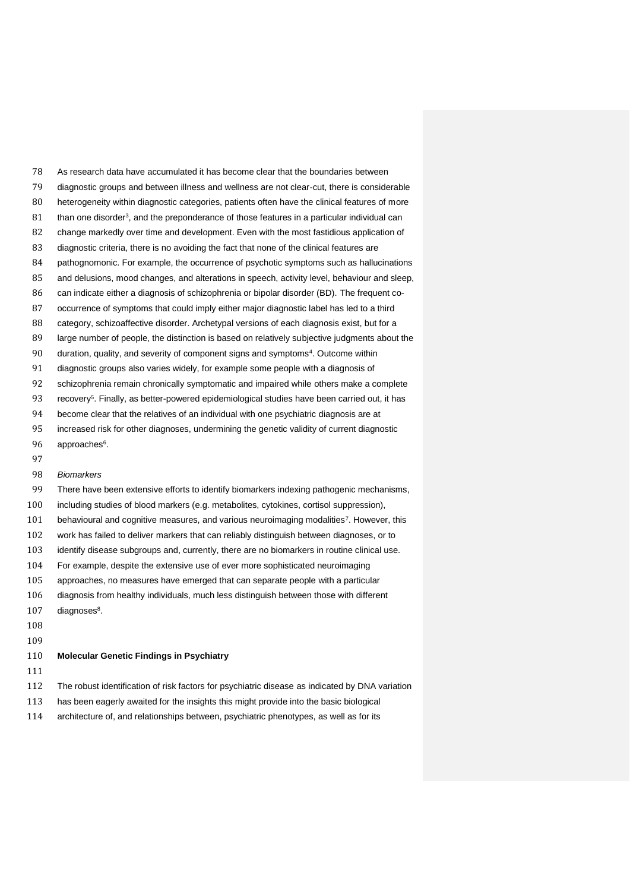As research data have accumulated it has become clear that the boundaries between diagnostic groups and between illness and wellness are not clear-cut, there is considerable heterogeneity within diagnostic categories, patients often have the clinical features of more than one disorder[3], and the preponderance of those features in a particular individual can change markedly over time and development. Even with the most fastidious application of diagnostic criteria, there is no avoiding the fact that none of the clinical features are pathognomonic. For example, the occurrence of psychotic symptoms such as hallucinations and delusions, mood changes, and alterations in speech, activity level, behaviour and sleep, can indicate either a diagnosis of schizophrenia or bipolar disorder (BD). The frequent co-occurrence of symptoms that could imply either major diagnostic label has led to a third category, schizoaffective disorder. Archetypal versions of each diagnosis exist, but for a large number of people, the distinction is based on relatively subjective judgments about the duration, quality, and severity of component signs and symptoms[4]. Outcome within diagnostic groups also varies widely, for example some people with a diagnosis of schizophrenia remain chronically symptomatic and impaired while others make a complete recovery[5]. Finally, as better-powered epidemiological studies have been carried out, it has become clear that the relatives of an individual with one psychiatric diagnosis are at increased risk for other diagnoses, undermining the genetic validity of current diagnostic approaches[6].

*Biomarkers*

There have been extensive efforts to identify biomarkers indexing pathogenic mechanisms, including studies of blood markers (e.g. metabolites, cytokines, cortisol suppression), behavioural and cognitive measures, and various neuroimaging modalities[7]. However, this work has failed to deliver markers that can reliably distinguish between diagnoses, or to identify disease subgroups and, currently, there are no biomarkers in routine clinical use. For example, despite the extensive use of ever more sophisticated neuroimaging approaches, no measures have emerged that can separate people with a particular diagnosis from healthy individuals, much less distinguish between those with different diagnoses[8].

## Molecular Genetic Findings in Psychiatry

The robust identification of risk factors for psychiatric disease as indicated by DNA variation has been eagerly awaited for the insights this might provide into the basic biological architecture of, and relationships between, psychiatric phenotypes, as well as for its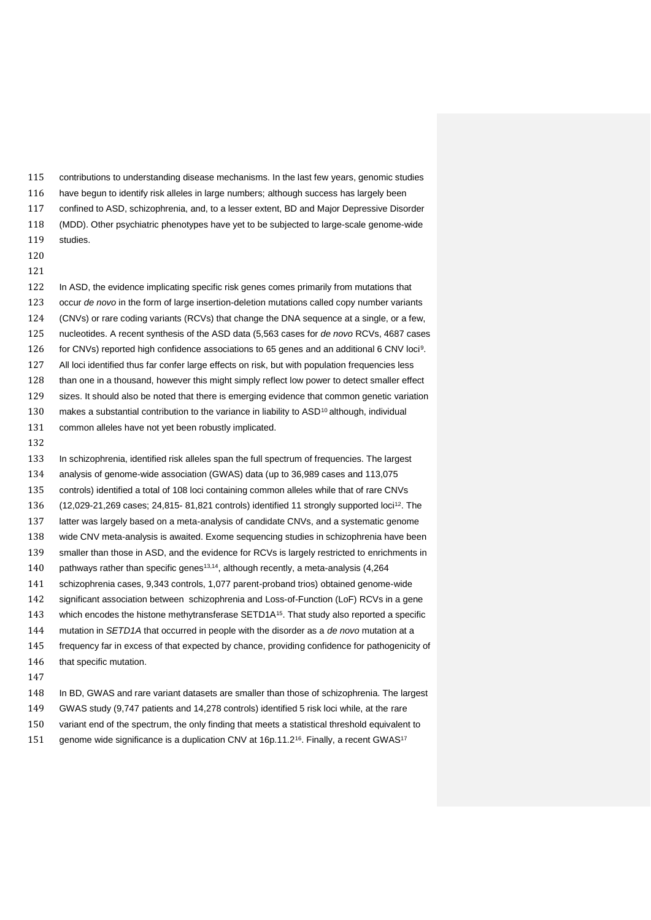contributions to understanding disease mechanisms. In the last few years, genomic studies have begun to identify risk alleles in large numbers; although success has largely been confined to ASD, schizophrenia, and, to a lesser extent, BD and Major Depressive Disorder (MDD). Other psychiatric phenotypes have yet to be subjected to large-scale genome-wide studies.

In ASD, the evidence implicating specific risk genes comes primarily from mutations that occur *de novo* in the form of large insertion-deletion mutations called copy number variants (CNVs) or rare coding variants (RCVs) that change the DNA sequence at a single, or a few, nucleotides. A recent synthesis of the ASD data (5,563 cases for *de novo* RCVs, 4687 cases for CNVs) reported high confidence associations to 65 genes and an additional 6 CNV loci[9]. All loci identified thus far confer large effects on risk, but with population frequencies less than one in a thousand, however this might simply reflect low power to detect smaller effect sizes. It should also be noted that there is emerging evidence that common genetic variation makes a substantial contribution to the variance in liability to ASD[10] although, individual common alleles have not yet been robustly implicated.

In schizophrenia, identified risk alleles span the full spectrum of frequencies. The largest analysis of genome-wide association (GWAS) data (up to 36,989 cases and 113,075 controls) identified a total of 108 loci containing common alleles while that of rare CNVs (12,029-21,269 cases; 24,815- 81,821 controls) identified 11 strongly supported loci[12]. The latter was largely based on a meta-analysis of candidate CNVs, and a systematic genome wide CNV meta-analysis is awaited. Exome sequencing studies in schizophrenia have been smaller than those in ASD, and the evidence for RCVs is largely restricted to enrichments in pathways rather than specific genes[13,14], although recently, a meta-analysis (4,264 schizophrenia cases, 9,343 controls, 1,077 parent-proband trios) obtained genome-wide significant association between schizophrenia and Loss-of-Function (LoF) RCVs in a gene which encodes the histone methytransferase SETD1A[15]. That study also reported a specific mutation in *SETD1A* that occurred in people with the disorder as a *de novo* mutation at a frequency far in excess of that expected by chance, providing confidence for pathogenicity of that specific mutation.

In BD, GWAS and rare variant datasets are smaller than those of schizophrenia. The largest GWAS study (9,747 patients and 14,278 controls) identified 5 risk loci while, at the rare variant end of the spectrum, the only finding that meets a statistical threshold equivalent to genome wide significance is a duplication CNV at 16p.11.2[16]. Finally, a recent GWAS[17]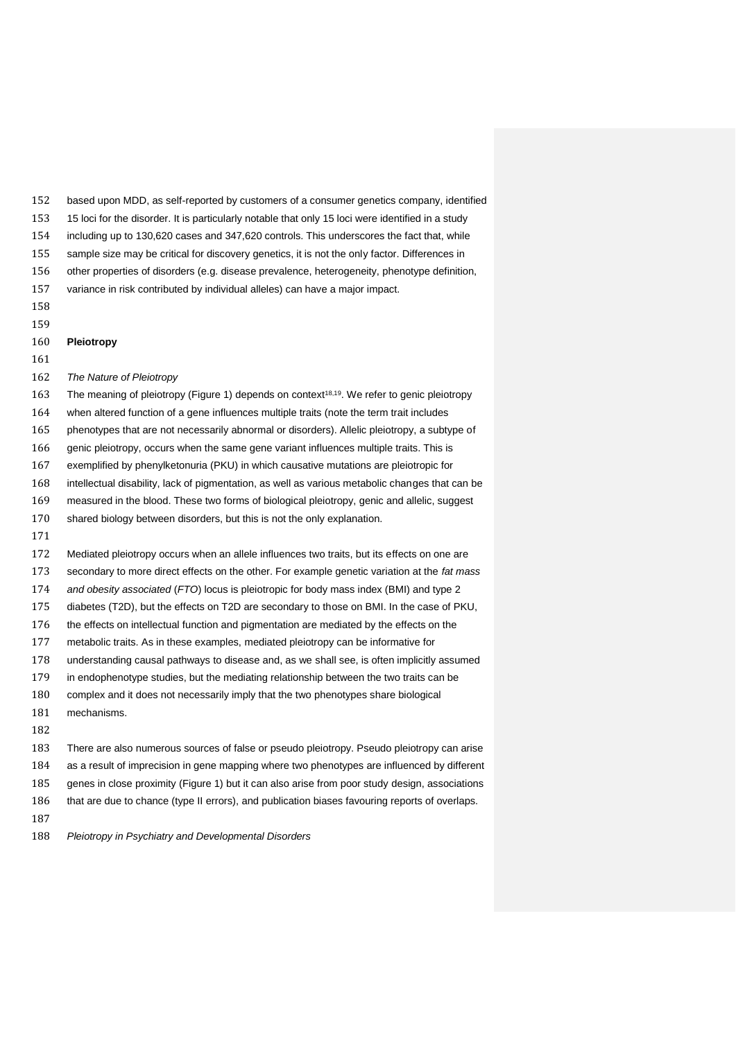based upon MDD, as self-reported by customers of a consumer genetics company, identified 15 loci for the disorder. It is particularly notable that only 15 loci were identified in a study including up to 130,620 cases and 347,620 controls. This underscores the fact that, while sample size may be critical for discovery genetics, it is not the only factor. Differences in other properties of disorders (e.g. disease prevalence, heterogeneity, phenotype definition, variance in risk contributed by individual alleles) can have a major impact.

## Pleiotropy

### *The Nature of Pleiotropy*

The meaning of pleiotropy (Figure 1) depends on context[18,19]. We refer to genic pleiotropy when altered function of a gene influences multiple traits (note the term trait includes phenotypes that are not necessarily abnormal or disorders). Allelic pleiotropy, a subtype of genic pleiotropy, occurs when the same gene variant influences multiple traits. This is exemplified by phenylketonuria (PKU) in which causative mutations are pleiotropic for intellectual disability, lack of pigmentation, as well as various metabolic changes that can be measured in the blood. These two forms of biological pleiotropy, genic and allelic, suggest shared biology between disorders, but this is not the only explanation.

Mediated pleiotropy occurs when an allele influences two traits, but its effects on one are secondary to more direct effects on the other. For example genetic variation at the *fat mass and obesity associated* (*FTO*) locus is pleiotropic for body mass index (BMI) and type 2 diabetes (T2D), but the effects on T2D are secondary to those on BMI. In the case of PKU, the effects on intellectual function and pigmentation are mediated by the effects on the metabolic traits. As in these examples, mediated pleiotropy can be informative for understanding causal pathways to disease and, as we shall see, is often implicitly assumed in endophenotype studies, but the mediating relationship between the two traits can be complex and it does not necessarily imply that the two phenotypes share biological mechanisms.

There are also numerous sources of false or pseudo pleiotropy. Pseudo pleiotropy can arise as a result of imprecision in gene mapping where two phenotypes are influenced by different genes in close proximity (Figure 1) but it can also arise from poor study design, associations that are due to chance (type II errors), and publication biases favouring reports of overlaps.

### *Pleiotropy in Psychiatry and Developmental Disorders*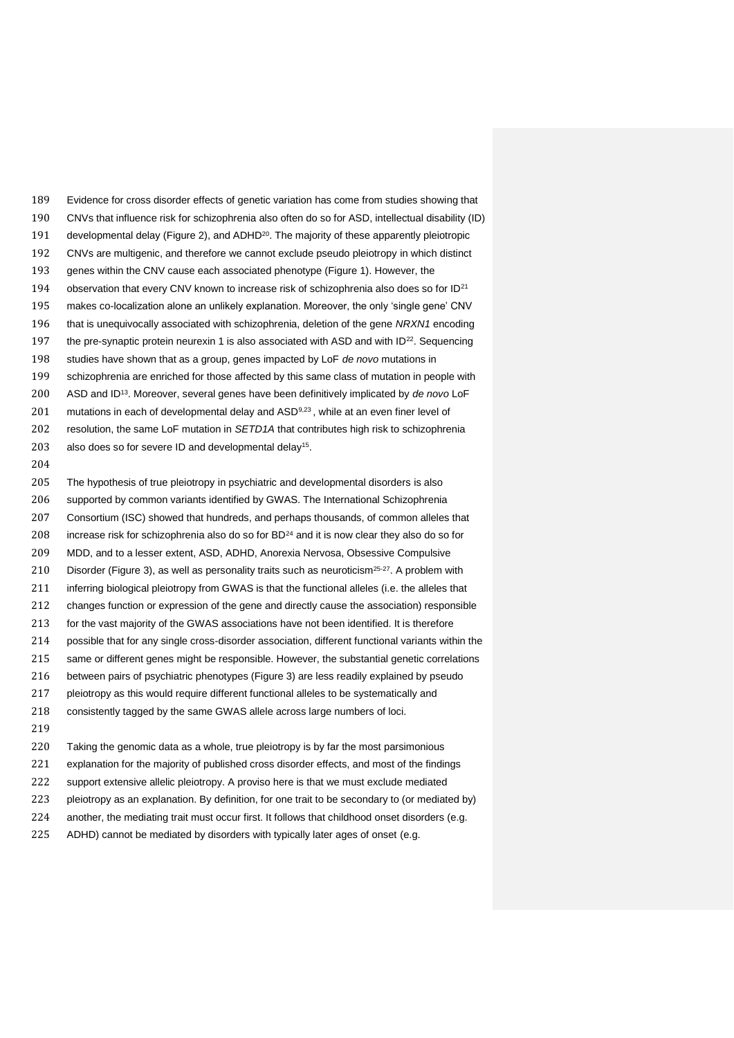Evidence for cross disorder effects of genetic variation has come from studies showing that CNVs that influence risk for schizophrenia also often do so for ASD, intellectual disability (ID) developmental delay (Figure 2), and ADHD[20]. The majority of these apparently pleiotropic CNVs are multigenic, and therefore we cannot exclude pseudo pleiotropy in which distinct genes within the CNV cause each associated phenotype (Figure 1). However, the observation that every CNV known to increase risk of schizophrenia also does so for ID[21] makes co-localization alone an unlikely explanation. Moreover, the only 'single gene' CNV that is unequivocally associated with schizophrenia, deletion of the gene *NRXN1* encoding the pre-synaptic protein neurexin 1 is also associated with ASD and with ID[22]. Sequencing studies have shown that as a group, genes impacted by LoF *de novo* mutations in schizophrenia are enriched for those affected by this same class of mutation in people with ASD and ID[13]. Moreover, several genes have been definitively implicated by *de novo* LoF mutations in each of developmental delay and ASD[9,23], while at an even finer level of resolution, the same LoF mutation in *SETD1A* that contributes high risk to schizophrenia also does so for severe ID and developmental delay[15].

The hypothesis of true pleiotropy in psychiatric and developmental disorders is also supported by common variants identified by GWAS. The International Schizophrenia Consortium (ISC) showed that hundreds, and perhaps thousands, of common alleles that increase risk for schizophrenia also do so for BD[24] and it is now clear they also do so for MDD, and to a lesser extent, ASD, ADHD, Anorexia Nervosa, Obsessive Compulsive Disorder (Figure 3), as well as personality traits such as neuroticism[25-27]. A problem with inferring biological pleiotropy from GWAS is that the functional alleles (i.e. the alleles that changes function or expression of the gene and directly cause the association) responsible for the vast majority of the GWAS associations have not been identified. It is therefore possible that for any single cross-disorder association, different functional variants within the same or different genes might be responsible. However, the substantial genetic correlations between pairs of psychiatric phenotypes (Figure 3) are less readily explained by pseudo pleiotropy as this would require different functional alleles to be systematically and consistently tagged by the same GWAS allele across large numbers of loci.

Taking the genomic data as a whole, true pleiotropy is by far the most parsimonious explanation for the majority of published cross disorder effects, and most of the findings support extensive allelic pleiotropy. A proviso here is that we must exclude mediated pleiotropy as an explanation. By definition, for one trait to be secondary to (or mediated by) another, the mediating trait must occur first. It follows that childhood onset disorders (e.g. ADHD) cannot be mediated by disorders with typically later ages of onset (e.g.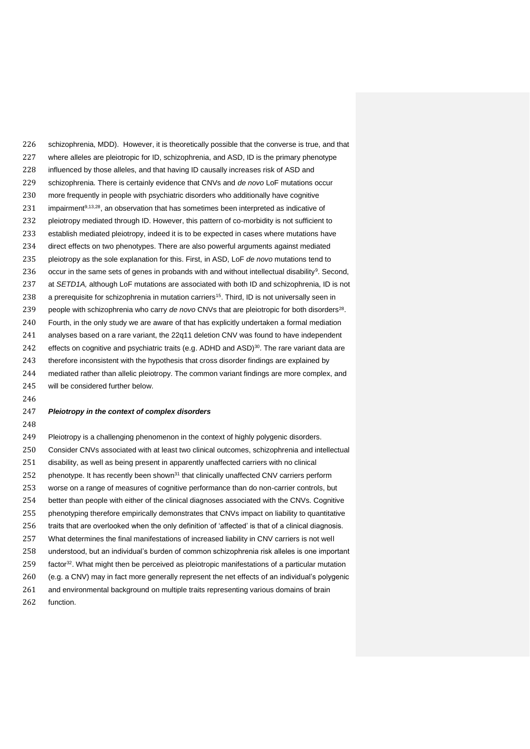schizophrenia, MDD). However, it is theoretically possible that the converse is true, and that where alleles are pleiotropic for ID, schizophrenia, and ASD, ID is the primary phenotype influenced by those alleles, and that having ID causally increases risk of ASD and schizophrenia. There is certainly evidence that CNVs and *de novo* LoF mutations occur more frequently in people with psychiatric disorders who additionally have cognitive impairment[9,13,28], an observation that has sometimes been interpreted as indicative of pleiotropy mediated through ID. However, this pattern of co-morbidity is not sufficient to establish mediated pleiotropy, indeed it is to be expected in cases where mutations have direct effects on two phenotypes. There are also powerful arguments against mediated pleiotropy as the sole explanation for this. First, in ASD, LoF *de novo* mutations tend to occur in the same sets of genes in probands with and without intellectual disability[9]. Second, at *SETD1A,* although LoF mutations are associated with both ID and schizophrenia, ID is not a prerequisite for schizophrenia in mutation carriers[15]. Third, ID is not universally seen in people with schizophrenia who carry *de novo* CNVs that are pleiotropic for both disorders[28]. Fourth, in the only study we are aware of that has explicitly undertaken a formal mediation analyses based on a rare variant, the 22q11 deletion CNV was found to have independent effects on cognitive and psychiatric traits (e.g. ADHD and ASD)[30]. The rare variant data are therefore inconsistent with the hypothesis that cross disorder findings are explained by mediated rather than allelic pleiotropy. The common variant findings are more complex, and will be considered further below.

***Pleiotropy in the context of complex disorders***

Pleiotropy is a challenging phenomenon in the context of highly polygenic disorders. Consider CNVs associated with at least two clinical outcomes, schizophrenia and intellectual disability, as well as being present in apparently unaffected carriers with no clinical phenotype. It has recently been shown[31] that clinically unaffected CNV carriers perform worse on a range of measures of cognitive performance than do non-carrier controls, but better than people with either of the clinical diagnoses associated with the CNVs. Cognitive phenotyping therefore empirically demonstrates that CNVs impact on liability to quantitative traits that are overlooked when the only definition of 'affected' is that of a clinical diagnosis. What determines the final manifestations of increased liability in CNV carriers is not well understood, but an individual's burden of common schizophrenia risk alleles is one important factor[32]. What might then be perceived as pleiotropic manifestations of a particular mutation (e.g. a CNV) may in fact more generally represent the net effects of an individual's polygenic and environmental background on multiple traits representing various domains of brain function.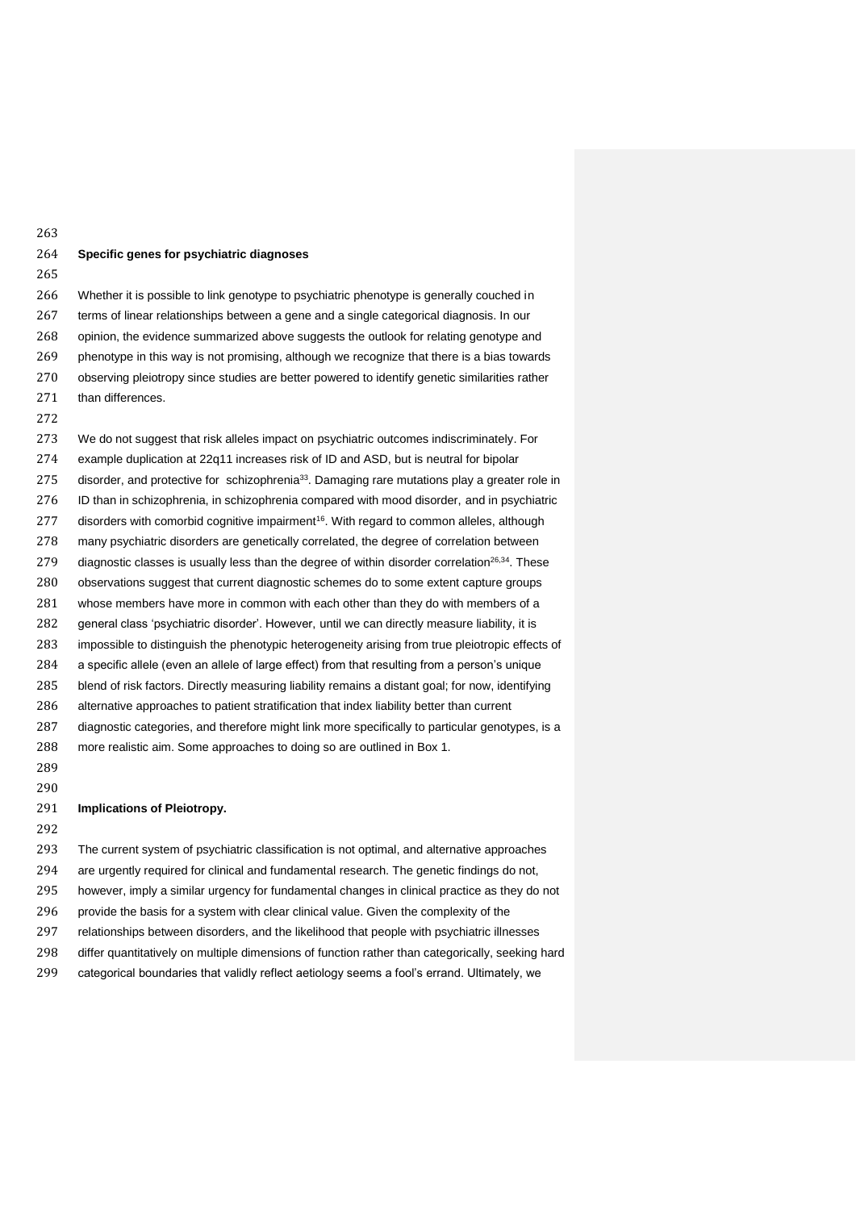**Specific genes for psychiatric diagnoses**

Whether it is possible to link genotype to psychiatric phenotype is generally couched in terms of linear relationships between a gene and a single categorical diagnosis. In our opinion, the evidence summarized above suggests the outlook for relating genotype and phenotype in this way is not promising, although we recognize that there is a bias towards observing pleiotropy since studies are better powered to identify genetic similarities rather than differences.

We do not suggest that risk alleles impact on psychiatric outcomes indiscriminately. For example duplication at 22q11 increases risk of ID and ASD, but is neutral for bipolar disorder, and protective for schizophrenia[33]. Damaging rare mutations play a greater role in ID than in schizophrenia, in schizophrenia compared with mood disorder, and in psychiatric disorders with comorbid cognitive impairment[16]. With regard to common alleles, although many psychiatric disorders are genetically correlated, the degree of correlation between diagnostic classes is usually less than the degree of within disorder correlation[26,34]. These observations suggest that current diagnostic schemes do to some extent capture groups whose members have more in common with each other than they do with members of a general class 'psychiatric disorder'. However, until we can directly measure liability, it is impossible to distinguish the phenotypic heterogeneity arising from true pleiotropic effects of a specific allele (even an allele of large effect) from that resulting from a person's unique blend of risk factors. Directly measuring liability remains a distant goal; for now, identifying alternative approaches to patient stratification that index liability better than current diagnostic categories, and therefore might link more specifically to particular genotypes, is a more realistic aim. Some approaches to doing so are outlined in Box 1.

**Implications of Pleiotropy.**

The current system of psychiatric classification is not optimal, and alternative approaches are urgently required for clinical and fundamental research. The genetic findings do not, however, imply a similar urgency for fundamental changes in clinical practice as they do not provide the basis for a system with clear clinical value. Given the complexity of the relationships between disorders, and the likelihood that people with psychiatric illnesses differ quantitatively on multiple dimensions of function rather than categorically, seeking hard categorical boundaries that validly reflect aetiology seems a fool's errand. Ultimately, we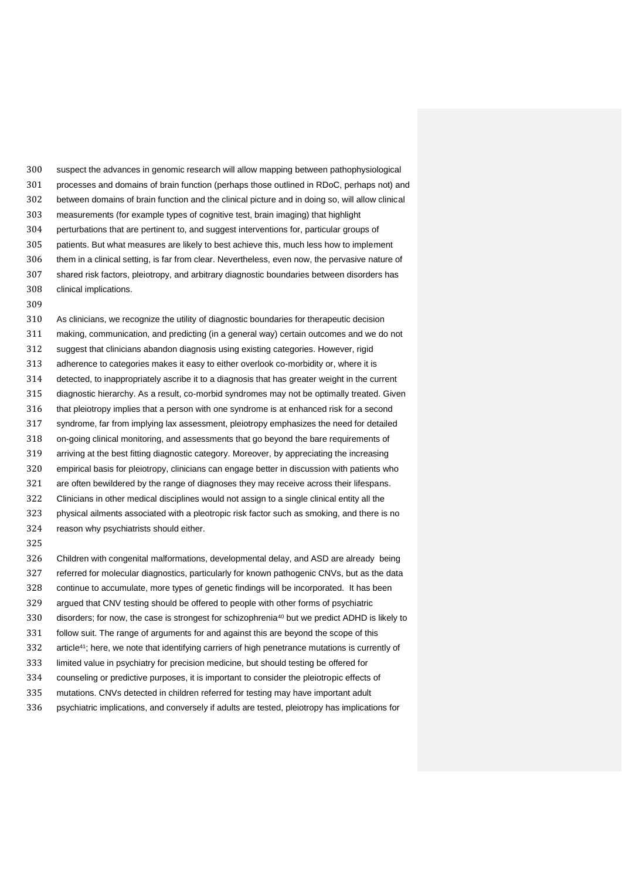suspect the advances in genomic research will allow mapping between pathophysiological processes and domains of brain function (perhaps those outlined in RDoC, perhaps not) and between domains of brain function and the clinical picture and in doing so, will allow clinical measurements (for example types of cognitive test, brain imaging) that highlight perturbations that are pertinent to, and suggest interventions for, particular groups of patients. But what measures are likely to best achieve this, much less how to implement them in a clinical setting, is far from clear. Nevertheless, even now, the pervasive nature of shared risk factors, pleiotropy, and arbitrary diagnostic boundaries between disorders has clinical implications.

As clinicians, we recognize the utility of diagnostic boundaries for therapeutic decision making, communication, and predicting (in a general way) certain outcomes and we do not suggest that clinicians abandon diagnosis using existing categories. However, rigid adherence to categories makes it easy to either overlook co-morbidity or, where it is detected, to inappropriately ascribe it to a diagnosis that has greater weight in the current diagnostic hierarchy. As a result, co-morbid syndromes may not be optimally treated. Given that pleiotropy implies that a person with one syndrome is at enhanced risk for a second syndrome, far from implying lax assessment, pleiotropy emphasizes the need for detailed on-going clinical monitoring, and assessments that go beyond the bare requirements of arriving at the best fitting diagnostic category. Moreover, by appreciating the increasing empirical basis for pleiotropy, clinicians can engage better in discussion with patients who are often bewildered by the range of diagnoses they may receive across their lifespans. Clinicians in other medical disciplines would not assign to a single clinical entity all the physical ailments associated with a pleotropic risk factor such as smoking, and there is no reason why psychiatrists should either.

Children with congenital malformations, developmental delay, and ASD are already being referred for molecular diagnostics, particularly for known pathogenic CNVs, but as the data continue to accumulate, more types of genetic findings will be incorporated. It has been argued that CNV testing should be offered to people with other forms of psychiatric disorders; for now, the case is strongest for schizophrenia[40] but we predict ADHD is likely to follow suit. The range of arguments for and against this are beyond the scope of this article[41]; here, we note that identifying carriers of high penetrance mutations is currently of limited value in psychiatry for precision medicine, but should testing be offered for counseling or predictive purposes, it is important to consider the pleiotropic effects of mutations. CNVs detected in children referred for testing may have important adult psychiatric implications, and conversely if adults are tested, pleiotropy has implications for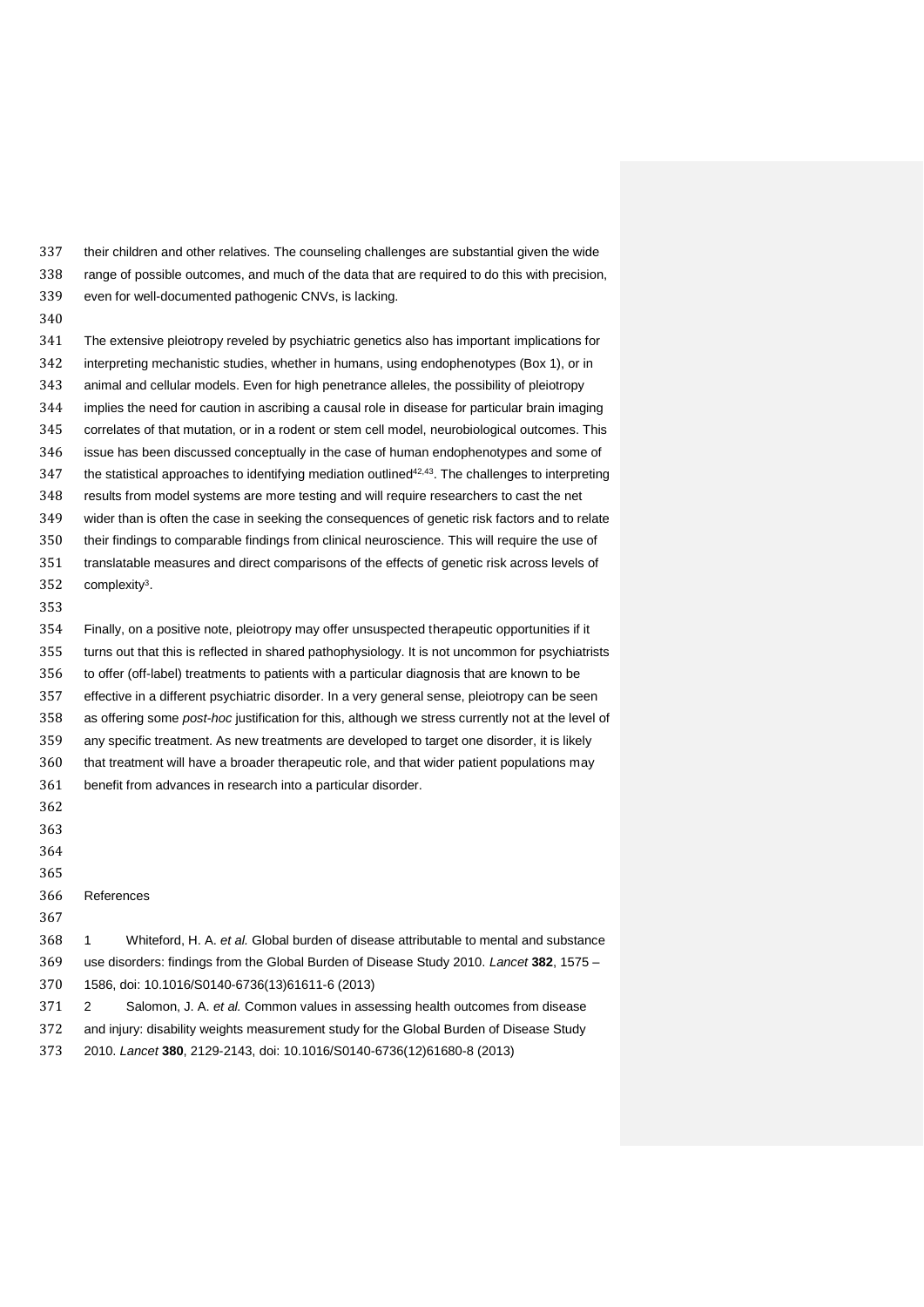their children and other relatives. The counseling challenges are substantial given the wide range of possible outcomes, and much of the data that are required to do this with precision, even for well-documented pathogenic CNVs, is lacking.

The extensive pleiotropy reveled by psychiatric genetics also has important implications for interpreting mechanistic studies, whether in humans, using endophenotypes (Box 1), or in animal and cellular models. Even for high penetrance alleles, the possibility of pleiotropy implies the need for caution in ascribing a causal role in disease for particular brain imaging correlates of that mutation, or in a rodent or stem cell model, neurobiological outcomes. This issue has been discussed conceptually in the case of human endophenotypes and some of the statistical approaches to identifying mediation outlined[42,43]. The challenges to interpreting results from model systems are more testing and will require researchers to cast the net wider than is often the case in seeking the consequences of genetic risk factors and to relate their findings to comparable findings from clinical neuroscience. This will require the use of translatable measures and direct comparisons of the effects of genetic risk across levels of complexity[3].

Finally, on a positive note, pleiotropy may offer unsuspected therapeutic opportunities if it turns out that this is reflected in shared pathophysiology. It is not uncommon for psychiatrists to offer (off-label) treatments to patients with a particular diagnosis that are known to be effective in a different psychiatric disorder. In a very general sense, pleiotropy can be seen as offering some *post-hoc* justification for this, although we stress currently not at the level of any specific treatment. As new treatments are developed to target one disorder, it is likely that treatment will have a broader therapeutic role, and that wider patient populations may benefit from advances in research into a particular disorder.

References

1 Whiteford, H. A. *et al.* Global burden of disease attributable to mental and substance use disorders: findings from the Global Burden of Disease Study 2010. *Lancet* **382**, 1575 – 1586, doi: 10.1016/S0140-6736(13)61611-6 (2013)

2 Salomon, J. A. *et al.* Common values in assessing health outcomes from disease and injury: disability weights measurement study for the Global Burden of Disease Study 2010. *Lancet* **380**, 2129-2143, doi: 10.1016/S0140-6736(12)61680-8 (2013)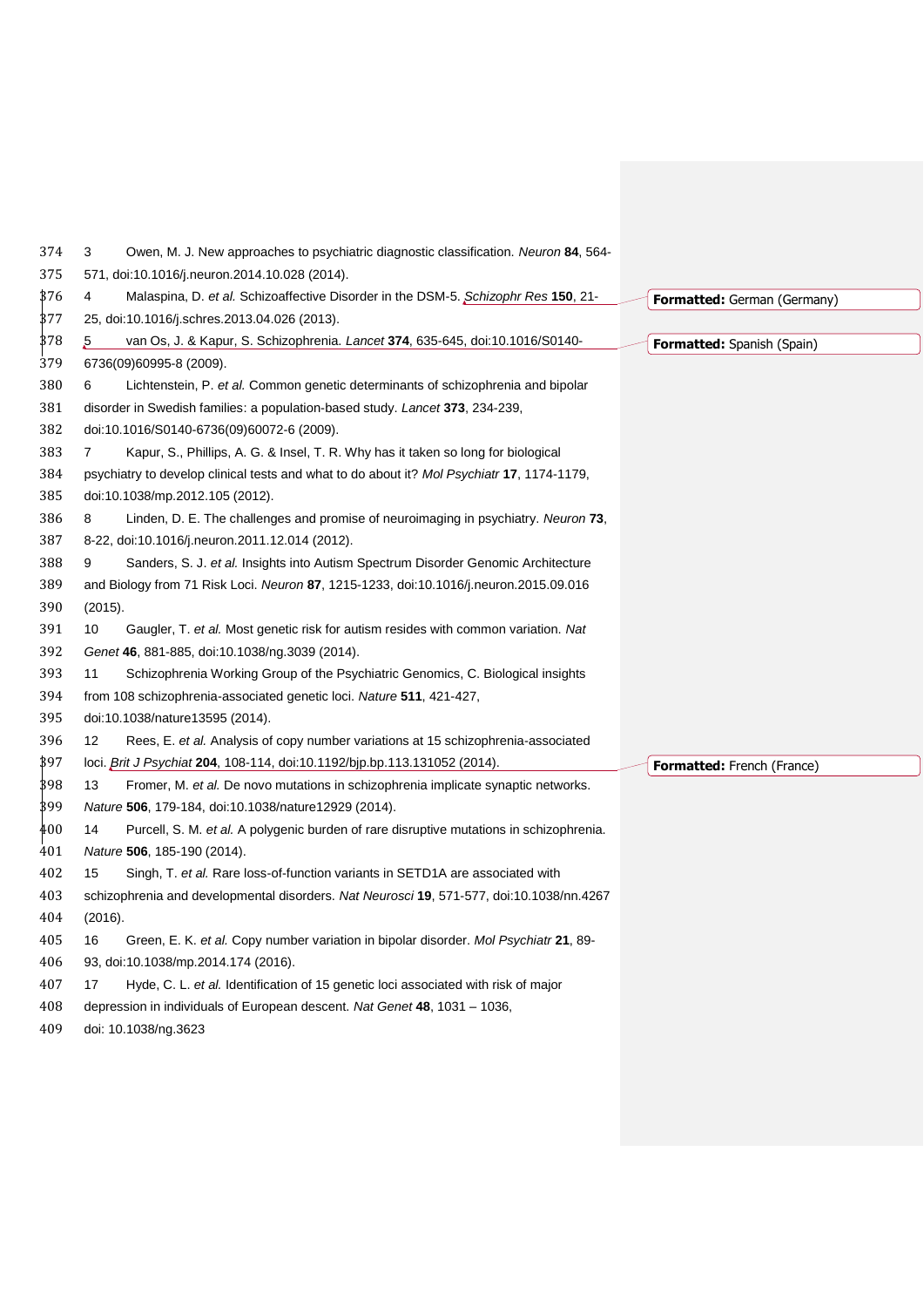3 Owen, M. J. New approaches to psychiatric diagnostic classification. *Neuron* **84**, 564-571, doi:10.1016/j.neuron.2014.10.028 (2014).

4 Malaspina, D. *et al.* Schizoaffective Disorder in the DSM-5. *Schizophr Res* **150**, 21-25, doi:10.1016/j.schres.2013.04.026 (2013).

5 van Os, J. & Kapur, S. Schizophrenia. *Lancet* **374**, 635-645, doi:10.1016/S0140-6736(09)60995-8 (2009).

6 Lichtenstein, P. *et al.* Common genetic determinants of schizophrenia and bipolar disorder in Swedish families: a population-based study. *Lancet* **373**, 234-239, doi:10.1016/S0140-6736(09)60072-6 (2009).

7 Kapur, S., Phillips, A. G. & Insel, T. R. Why has it taken so long for biological psychiatry to develop clinical tests and what to do about it? *Mol Psychiatr* **17**, 1174-1179, doi:10.1038/mp.2012.105 (2012).

8 Linden, D. E. The challenges and promise of neuroimaging in psychiatry. *Neuron* **73**, 8-22, doi:10.1016/j.neuron.2011.12.014 (2012).

9 Sanders, S. J. *et al.* Insights into Autism Spectrum Disorder Genomic Architecture and Biology from 71 Risk Loci. *Neuron* **87**, 1215-1233, doi:10.1016/j.neuron.2015.09.016 (2015).

10 Gaugler, T. *et al.* Most genetic risk for autism resides with common variation. *Nat Genet* **46**, 881-885, doi:10.1038/ng.3039 (2014).

11 Schizophrenia Working Group of the Psychiatric Genomics, C. Biological insights from 108 schizophrenia-associated genetic loci. *Nature* **511**, 421-427, doi:10.1038/nature13595 (2014).

12 Rees, E. *et al.* Analysis of copy number variations at 15 schizophrenia-associated loci. *Brit J Psychiat* **204**, 108-114, doi:10.1192/bjp.bp.113.131052 (2014).

13 Fromer, M. *et al.* De novo mutations in schizophrenia implicate synaptic networks. *Nature* **506**, 179-184, doi:10.1038/nature12929 (2014).

14 Purcell, S. M. *et al.* A polygenic burden of rare disruptive mutations in schizophrenia. *Nature* **506**, 185-190 (2014).

15 Singh, T. *et al.* Rare loss-of-function variants in SETD1A are associated with schizophrenia and developmental disorders. *Nat Neurosci* **19**, 571-577, doi:10.1038/nn.4267 (2016).

16 Green, E. K. *et al.* Copy number variation in bipolar disorder. *Mol Psychiatr* **21**, 89-93, doi:10.1038/mp.2014.174 (2016).

17 Hyde, C. L. *et al.* Identification of 15 genetic loci associated with risk of major depression in individuals of European descent. *Nat Genet* **48**, 1031 – 1036, doi: 10.1038/ng.3623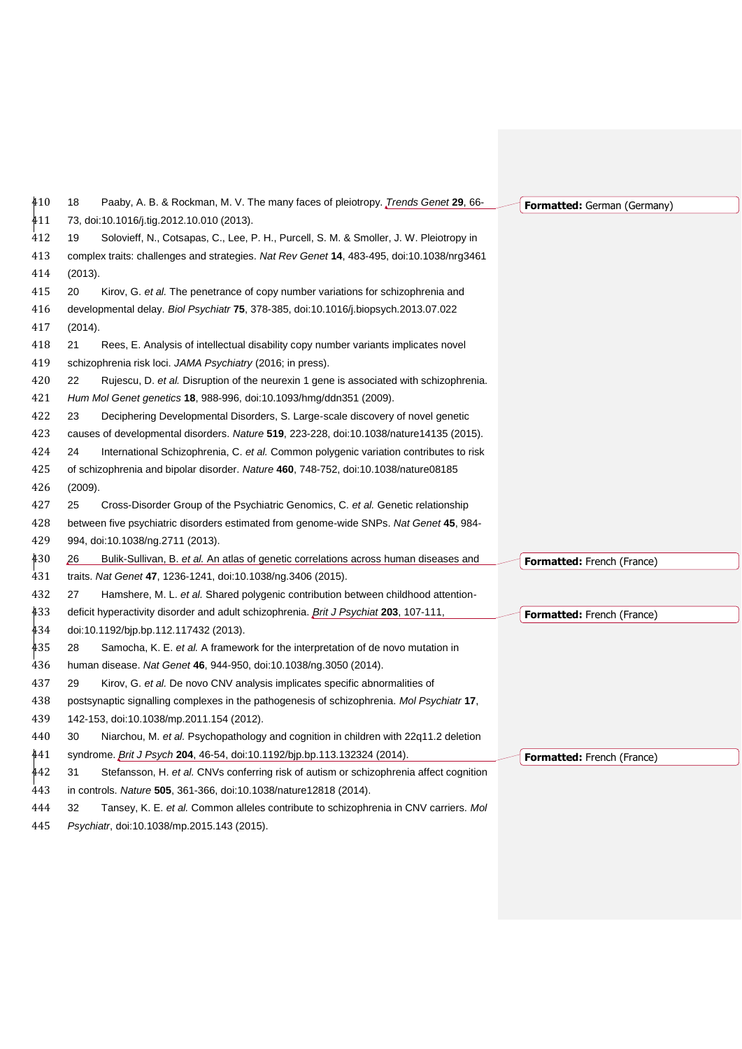18 Paaby, A. B. & Rockman, M. V. The many faces of pleiotropy. *Trends Genet* **29**, 66-73, doi:10.1016/j.tig.2012.10.010 (2013).

19 Solovieff, N., Cotsapas, C., Lee, P. H., Purcell, S. M. & Smoller, J. W. Pleiotropy in complex traits: challenges and strategies. *Nat Rev Genet* **14**, 483-495, doi:10.1038/nrg3461 (2013).

20 Kirov, G. *et al.* The penetrance of copy number variations for schizophrenia and developmental delay. *Biol Psychiatr* **75**, 378-385, doi:10.1016/j.biopsych.2013.07.022 (2014).

21 Rees, E. Analysis of intellectual disability copy number variants implicates novel schizophrenia risk loci. *JAMA Psychiatry* (2016; in press).

22 Rujescu, D. *et al.* Disruption of the neurexin 1 gene is associated with schizophrenia. *Hum Mol Genet genetics* **18**, 988-996, doi:10.1093/hmg/ddn351 (2009).

23 Deciphering Developmental Disorders, S. Large-scale discovery of novel genetic causes of developmental disorders. *Nature* **519**, 223-228, doi:10.1038/nature14135 (2015).

24 International Schizophrenia, C. *et al.* Common polygenic variation contributes to risk of schizophrenia and bipolar disorder. *Nature* **460**, 748-752, doi:10.1038/nature08185 (2009).

25 Cross-Disorder Group of the Psychiatric Genomics, C. *et al.* Genetic relationship between five psychiatric disorders estimated from genome-wide SNPs. *Nat Genet* **45**, 984-994, doi:10.1038/ng.2711 (2013).

26 Bulik-Sullivan, B. *et al.* An atlas of genetic correlations across human diseases and traits. *Nat Genet* **47**, 1236-1241, doi:10.1038/ng.3406 (2015).

27 Hamshere, M. L. *et al.* Shared polygenic contribution between childhood attention-deficit hyperactivity disorder and adult schizophrenia. *Brit J Psychiat* **203**, 107-111, doi:10.1192/bjp.bp.112.117432 (2013).

28 Samocha, K. E. *et al.* A framework for the interpretation of de novo mutation in human disease. *Nat Genet* **46**, 944-950, doi:10.1038/ng.3050 (2014).

29 Kirov, G. *et al.* De novo CNV analysis implicates specific abnormalities of postsynaptic signalling complexes in the pathogenesis of schizophrenia. *Mol Psychiatr* **17**, 142-153, doi:10.1038/mp.2011.154 (2012).

30 Niarchou, M. *et al.* Psychopathology and cognition in children with 22q11.2 deletion syndrome. *Brit J Psych* **204**, 46-54, doi:10.1192/bjp.bp.113.132324 (2014).

31 Stefansson, H. *et al.* CNVs conferring risk of autism or schizophrenia affect cognition in controls. *Nature* **505**, 361-366, doi:10.1038/nature12818 (2014).

32 Tansey, K. E. *et al.* Common alleles contribute to schizophrenia in CNV carriers. *Mol Psychiatr*, doi:10.1038/mp.2015.143 (2015).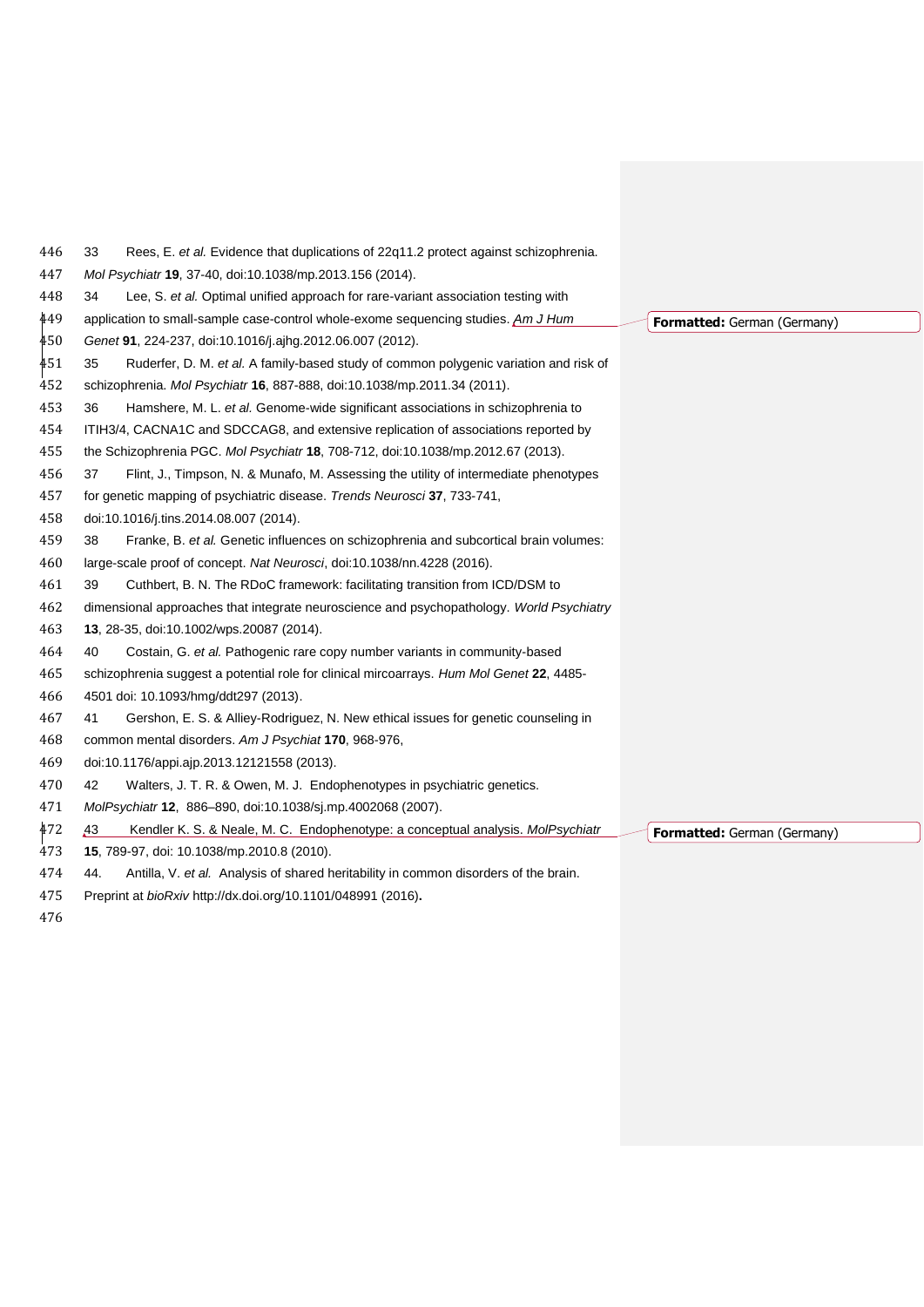33 Rees, E. *et al.* Evidence that duplications of 22q11.2 protect against schizophrenia. *Mol Psychiatr* **19**, 37-40, doi:10.1038/mp.2013.156 (2014).

34 Lee, S. *et al.* Optimal unified approach for rare-variant association testing with application to small-sample case-control whole-exome sequencing studies. *Am J Hum Genet* **91**, 224-237, doi:10.1016/j.ajhg.2012.06.007 (2012).

35 Ruderfer, D. M. *et al.* A family-based study of common polygenic variation and risk of schizophrenia. *Mol Psychiatr* **16**, 887-888, doi:10.1038/mp.2011.34 (2011).

36 Hamshere, M. L. *et al.* Genome-wide significant associations in schizophrenia to ITIH3/4, CACNA1C and SDCCAG8, and extensive replication of associations reported by the Schizophrenia PGC. *Mol Psychiatr* **18**, 708-712, doi:10.1038/mp.2012.67 (2013).

37 Flint, J., Timpson, N. & Munafo, M. Assessing the utility of intermediate phenotypes for genetic mapping of psychiatric disease. *Trends Neurosci* **37**, 733-741, doi:10.1016/j.tins.2014.08.007 (2014).

38 Franke, B. *et al.* Genetic influences on schizophrenia and subcortical brain volumes: large-scale proof of concept. *Nat Neurosci*, doi:10.1038/nn.4228 (2016).

39 Cuthbert, B. N. The RDoC framework: facilitating transition from ICD/DSM to dimensional approaches that integrate neuroscience and psychopathology. *World Psychiatry* **13**, 28-35, doi:10.1002/wps.20087 (2014).

40 Costain, G. *et al.* Pathogenic rare copy number variants in community-based schizophrenia suggest a potential role for clinical mircoarrays. *Hum Mol Genet* **22**, 4485-4501 doi: 10.1093/hmg/ddt297 (2013).

41 Gershon, E. S. & Alliey-Rodriguez, N. New ethical issues for genetic counseling in common mental disorders. *Am J Psychiat* **170**, 968-976, doi:10.1176/appi.ajp.2013.12121558 (2013).

42 Walters, J. T. R. & Owen, M. J. Endophenotypes in psychiatric genetics. *MolPsychiatr* **12**, 886–890, doi:10.1038/sj.mp.4002068 (2007).

43 Kendler K. S. & Neale, M. C. Endophenotype: a conceptual analysis. *MolPsychiatr* **15**, 789-97, doi: 10.1038/mp.2010.8 (2010).

44. Antilla, V. *et al.* Analysis of shared heritability in common disorders of the brain. Preprint at *bioRxiv* http://dx.doi.org/10.1101/048991 (2016).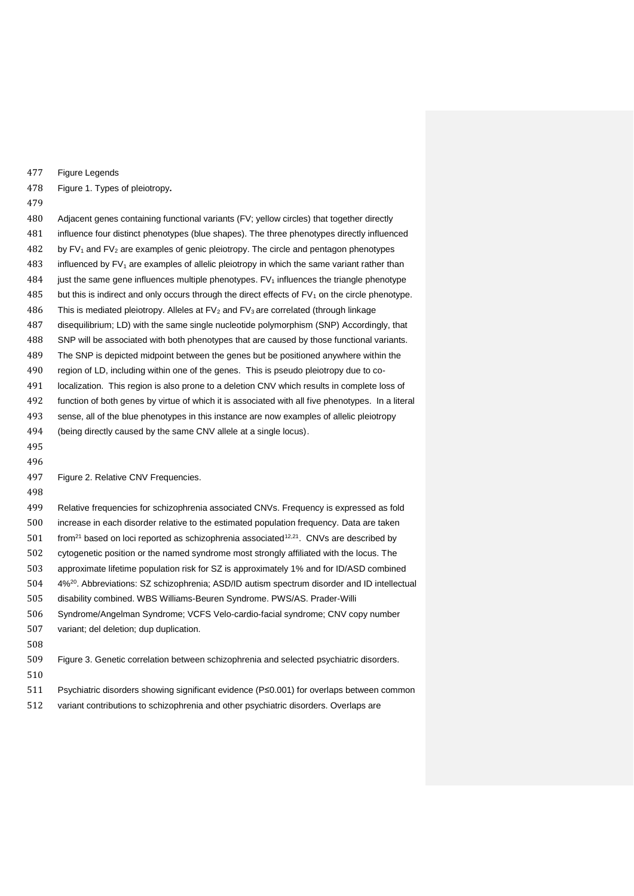Figure Legends

Figure 1. Types of pleiotropy**.**

Adjacent genes containing functional variants (FV; yellow circles) that together directly influence four distinct phenotypes (blue shapes). The three phenotypes directly influenced by $FV_1$ and $FV_2$ are examples of genic pleiotropy. The circle and pentagon phenotypes influenced by $FV_1$ are examples of allelic pleiotropy in which the same variant rather than just the same gene influences multiple phenotypes. $FV_1$ influences the triangle phenotype but this is indirect and only occurs through the direct effects of $FV_1$ on the circle phenotype. This is mediated pleiotropy. Alleles at $FV_2$ and $FV_3$ are correlated (through linkage disequilibrium; LD) with the same single nucleotide polymorphism (SNP) Accordingly, that SNP will be associated with both phenotypes that are caused by those functional variants. The SNP is depicted midpoint between the genes but be positioned anywhere within the region of LD, including within one of the genes. This is pseudo pleiotropy due to co-localization. This region is also prone to a deletion CNV which results in complete loss of function of both genes by virtue of which it is associated with all five phenotypes. In a literal sense, all of the blue phenotypes in this instance are now examples of allelic pleiotropy (being directly caused by the same CNV allele at a single locus).

Figure 2. Relative CNV Frequencies.

Relative frequencies for schizophrenia associated CNVs. Frequency is expressed as fold increase in each disorder relative to the estimated population frequency. Data are taken from[21] based on loci reported as schizophrenia associated[12,21]. CNVs are described by cytogenetic position or the named syndrome most strongly affiliated with the locus. The approximate lifetime population risk for SZ is approximately 1% and for ID/ASD combined 4%[20]. Abbreviations: SZ schizophrenia; ASD/ID autism spectrum disorder and ID intellectual disability combined. WBS Williams-Beuren Syndrome. PWS/AS. Prader-Willi Syndrome/Angelman Syndrome; VCFS Velo-cardio-facial syndrome; CNV copy number variant; del deletion; dup duplication.

Figure 3. Genetic correlation between schizophrenia and selected psychiatric disorders.

Psychiatric disorders showing significant evidence ($P \leq 0.001$) for overlaps between common variant contributions to schizophrenia and other psychiatric disorders. Overlaps are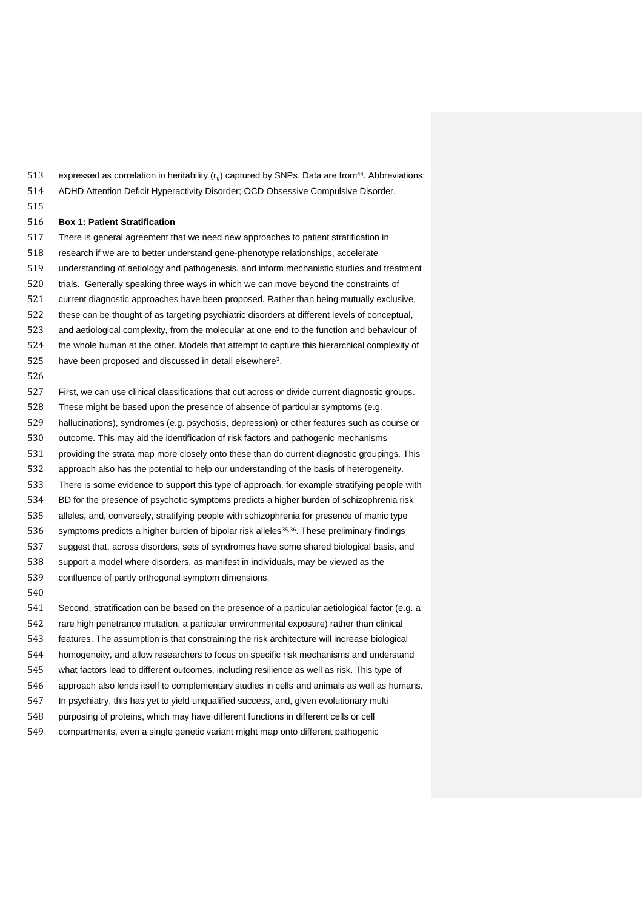expressed as correlation in heritability ($r_g$) captured by SNPs. Data are from[44]. Abbreviations: ADHD Attention Deficit Hyperactivity Disorder; OCD Obsessive Compulsive Disorder.

**Box 1: Patient Stratification**

There is general agreement that we need new approaches to patient stratification in research if we are to better understand gene-phenotype relationships, accelerate understanding of aetiology and pathogenesis, and inform mechanistic studies and treatment trials. Generally speaking three ways in which we can move beyond the constraints of current diagnostic approaches have been proposed. Rather than being mutually exclusive, these can be thought of as targeting psychiatric disorders at different levels of conceptual, and aetiological complexity, from the molecular at one end to the function and behaviour of the whole human at the other. Models that attempt to capture this hierarchical complexity of have been proposed and discussed in detail elsewhere[3].

First, we can use clinical classifications that cut across or divide current diagnostic groups. These might be based upon the presence of absence of particular symptoms (e.g. hallucinations), syndromes (e.g. psychosis, depression) or other features such as course or outcome. This may aid the identification of risk factors and pathogenic mechanisms providing the strata map more closely onto these than do current diagnostic groupings. This approach also has the potential to help our understanding of the basis of heterogeneity. There is some evidence to support this type of approach, for example stratifying people with BD for the presence of psychotic symptoms predicts a higher burden of schizophrenia risk alleles, and, conversely, stratifying people with schizophrenia for presence of manic type symptoms predicts a higher burden of bipolar risk alleles[35,36]. These preliminary findings suggest that, across disorders, sets of syndromes have some shared biological basis, and support a model where disorders, as manifest in individuals, may be viewed as the confluence of partly orthogonal symptom dimensions.

Second, stratification can be based on the presence of a particular aetiological factor (e.g. a rare high penetrance mutation, a particular environmental exposure) rather than clinical features. The assumption is that constraining the risk architecture will increase biological homogeneity, and allow researchers to focus on specific risk mechanisms and understand what factors lead to different outcomes, including resilience as well as risk. This type of approach also lends itself to complementary studies in cells and animals as well as humans. In psychiatry, this has yet to yield unqualified success, and, given evolutionary multi purposing of proteins, which may have different functions in different cells or cell compartments, even a single genetic variant might map onto different pathogenic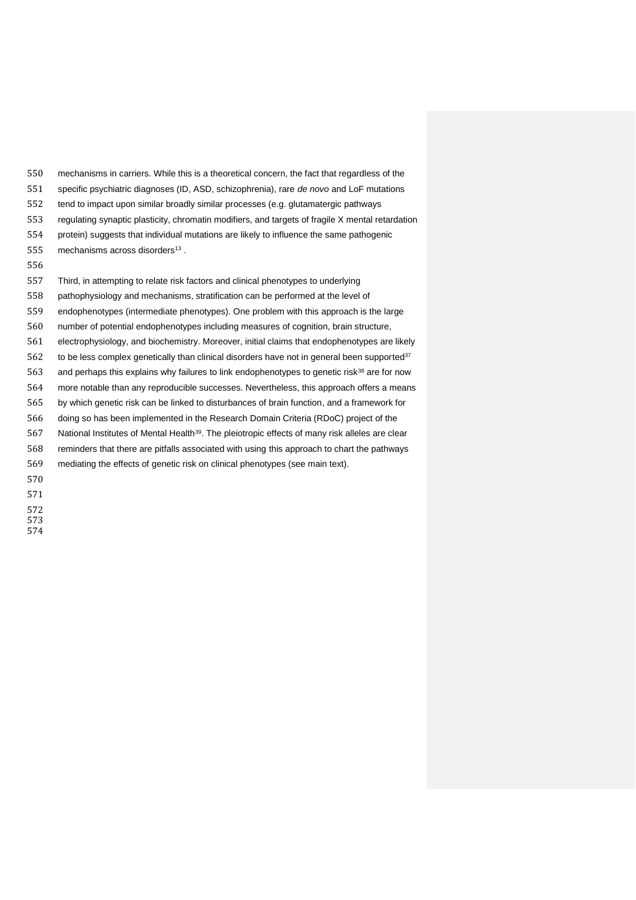mechanisms in carriers. While this is a theoretical concern, the fact that regardless of the specific psychiatric diagnoses (ID, ASD, schizophrenia), rare *de novo* and LoF mutations tend to impact upon similar broadly similar processes (e.g. glutamatergic pathways regulating synaptic plasticity, chromatin modifiers, and targets of fragile X mental retardation protein) suggests that individual mutations are likely to influence the same pathogenic mechanisms across disorders[13] .

Third, in attempting to relate risk factors and clinical phenotypes to underlying pathophysiology and mechanisms, stratification can be performed at the level of endophenotypes (intermediate phenotypes). One problem with this approach is the large number of potential endophenotypes including measures of cognition, brain structure, electrophysiology, and biochemistry. Moreover, initial claims that endophenotypes are likely to be less complex genetically than clinical disorders have not in general been supported[37] and perhaps this explains why failures to link endophenotypes to genetic risk[38] are for now more notable than any reproducible successes. Nevertheless, this approach offers a means by which genetic risk can be linked to disturbances of brain function, and a framework for doing so has been implemented in the Research Domain Criteria (RDoC) project of the National Institutes of Mental Health[39]. The pleiotropic effects of many risk alleles are clear reminders that there are pitfalls associated with using this approach to chart the pathways mediating the effects of genetic risk on clinical phenotypes (see main text).